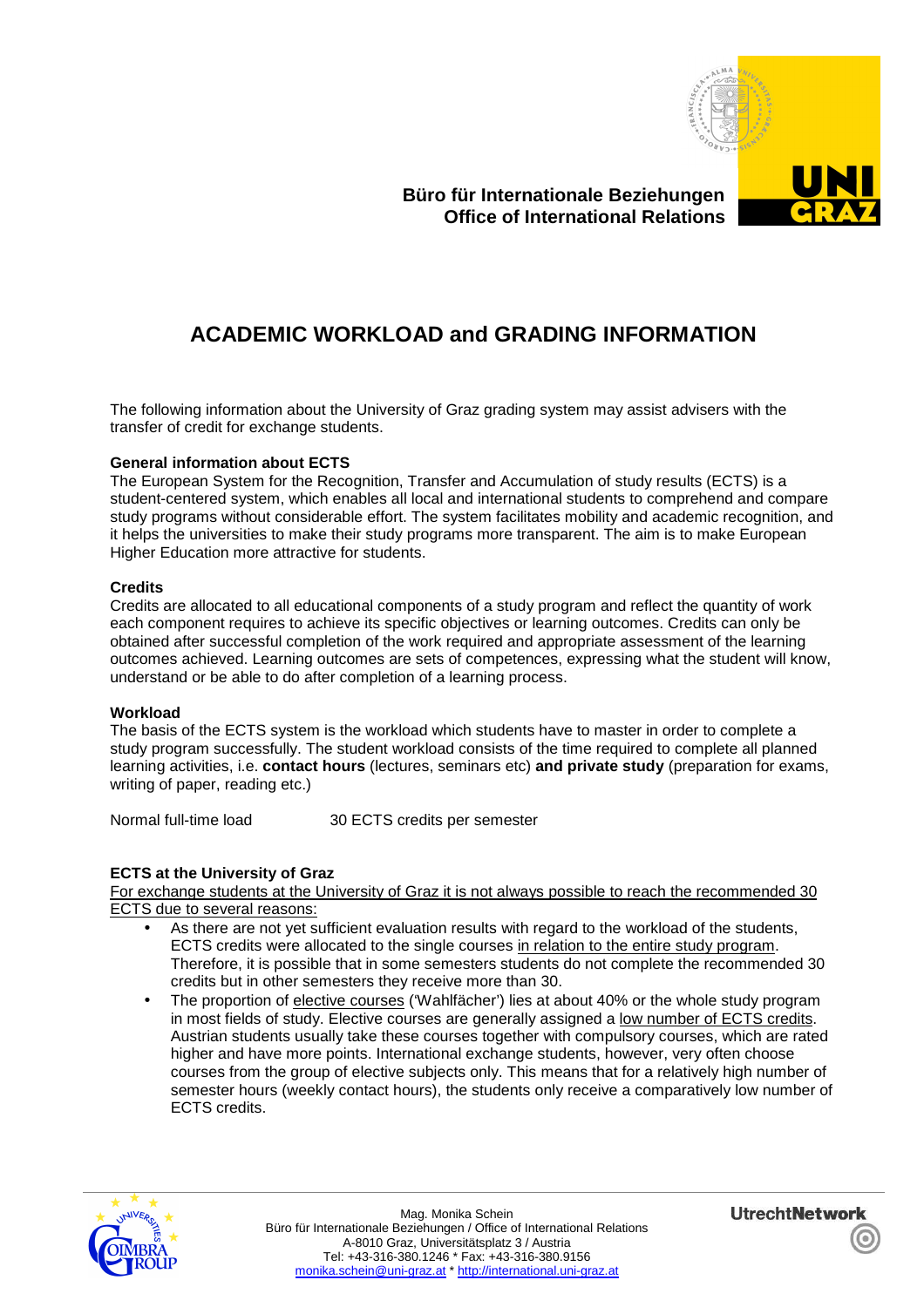**Büro für Internationale Beziehungen**
**Office of International Relations**

# ACADEMIC WORKLOAD and GRADING INFORMATION

The following information about the University of Graz grading system may assist advisers with the transfer of credit for exchange students.

**General information about ECTS**
The European System for the Recognition, Transfer and Accumulation of study results (ECTS) is a student-centered system, which enables all local and international students to comprehend and compare study programs without considerable effort. The system facilitates mobility and academic recognition, and it helps the universities to make their study programs more transparent. The aim is to make European Higher Education more attractive for students.

**Credits**
Credits are allocated to all educational components of a study program and reflect the quantity of work each component requires to achieve its specific objectives or learning outcomes. Credits can only be obtained after successful completion of the work required and appropriate assessment of the learning outcomes achieved. Learning outcomes are sets of competences, expressing what the student will know, understand or be able to do after completion of a learning process.

**Workload**
The basis of the ECTS system is the workload which students have to master in order to complete a study program successfully. The student workload consists of the time required to complete all planned learning activities, i.e. **contact hours** (lectures, seminars etc) **and private study** (preparation for exams, writing of paper, reading etc.)

Normal full-time load 30 ECTS credits per semester

**ECTS at the University of Graz**
For exchange students at the University of Graz it is not always possible to reach the recommended 30 ECTS due to several reasons:

- As there are not yet sufficient evaluation results with regard to the workload of the students, ECTS credits were allocated to the single courses in relation to the entire study program. Therefore, it is possible that in some semesters students do not complete the recommended 30 credits but in other semesters they receive more than 30.
- The proportion of elective courses ('Wahlfächer') lies at about 40% or the whole study program in most fields of study. Elective courses are generally assigned a low number of ECTS credits. Austrian students usually take these courses together with compulsory courses, which are rated higher and have more points. International exchange students, however, very often choose courses from the group of elective subjects only. This means that for a relatively high number of semester hours (weekly contact hours), the students only receive a comparatively low number of ECTS credits.

Mag. Monika Schein
Büro für Internationale Beziehungen / Office of International Relations
A-8010 Graz, Universitätsplatz 3 / Austria
Tel: +43-316-380.1246 * Fax: +43-316-380.9156
monika.schein@uni-graz.at * http://international.uni-graz.at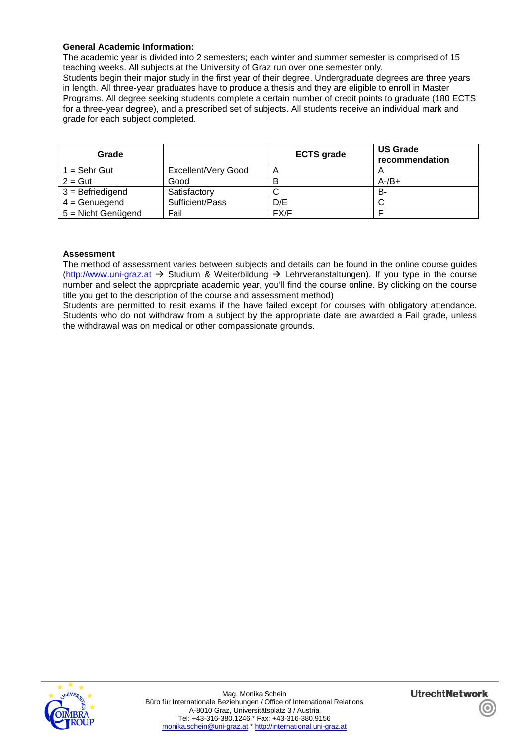**General Academic Information:**

The academic year is divided into 2 semesters; each winter and summer semester is comprised of 15 teaching weeks. All subjects at the University of Graz run over one semester only.

Students begin their major study in the first year of their degree. Undergraduate degrees are three years in length. All three-year graduates have to produce a thesis and they are eligible to enroll in Master Programs. All degree seeking students complete a certain number of credit points to graduate (180 ECTS for a three-year degree), and a prescribed set of subjects. All students receive an individual mark and grade for each subject completed.

| Grade | | ECTS grade | US Grade recommendation |
|---|---|---|---|
| 1 = Sehr Gut | Excellent/Very Good | A | A |
| 2 = Gut | Good | B | A-/B+ |
| 3 = Befriedigend | Satisfactory | C | B- |
| 4 = Genuegend | Sufficient/Pass | D/E | C |
| 5 = Nicht Genügend | Fail | FX/F | F |

**Assessment**

The method of assessment varies between subjects and details can be found in the online course guides (http://www.uni-graz.at → Studium & Weiterbildung → Lehrveranstaltungen). If you type in the course number and select the appropriate academic year, you'll find the course online. By clicking on the course title you get to the description of the course and assessment method)

Students are permitted to resit exams if the have failed except for courses with obligatory attendance. Students who do not withdraw from a subject by the appropriate date are awarded a Fail grade, unless the withdrawal was on medical or other compassionate grounds.

Mag. Monika Schein
Büro für Internationale Beziehungen / Office of International Relations
A-8010 Graz, Universitätsplatz 3 / Austria
Tel: +43-316-380.1246 * Fax: +43-316-380.9156
monika.schein@uni-graz.at * http://international.uni-graz.at